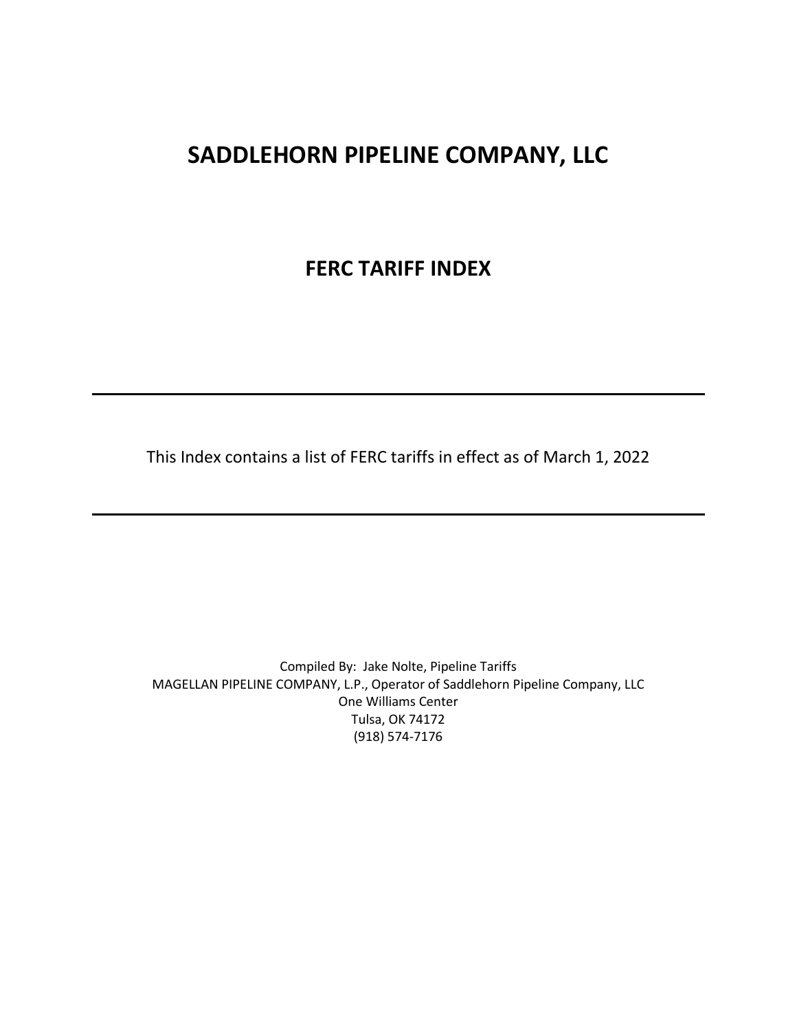# SADDLEHORN PIPELINE COMPANY, LLC

## FERC TARIFF INDEX

---

This Index contains a list of FERC tariffs in effect as of March 1, 2022

---

Compiled By: Jake Nolte, Pipeline Tariffs
MAGELLAN PIPELINE COMPANY, L.P., Operator of Saddlehorn Pipeline Company, LLC
One Williams Center
Tulsa, OK 74172
(918) 574-7176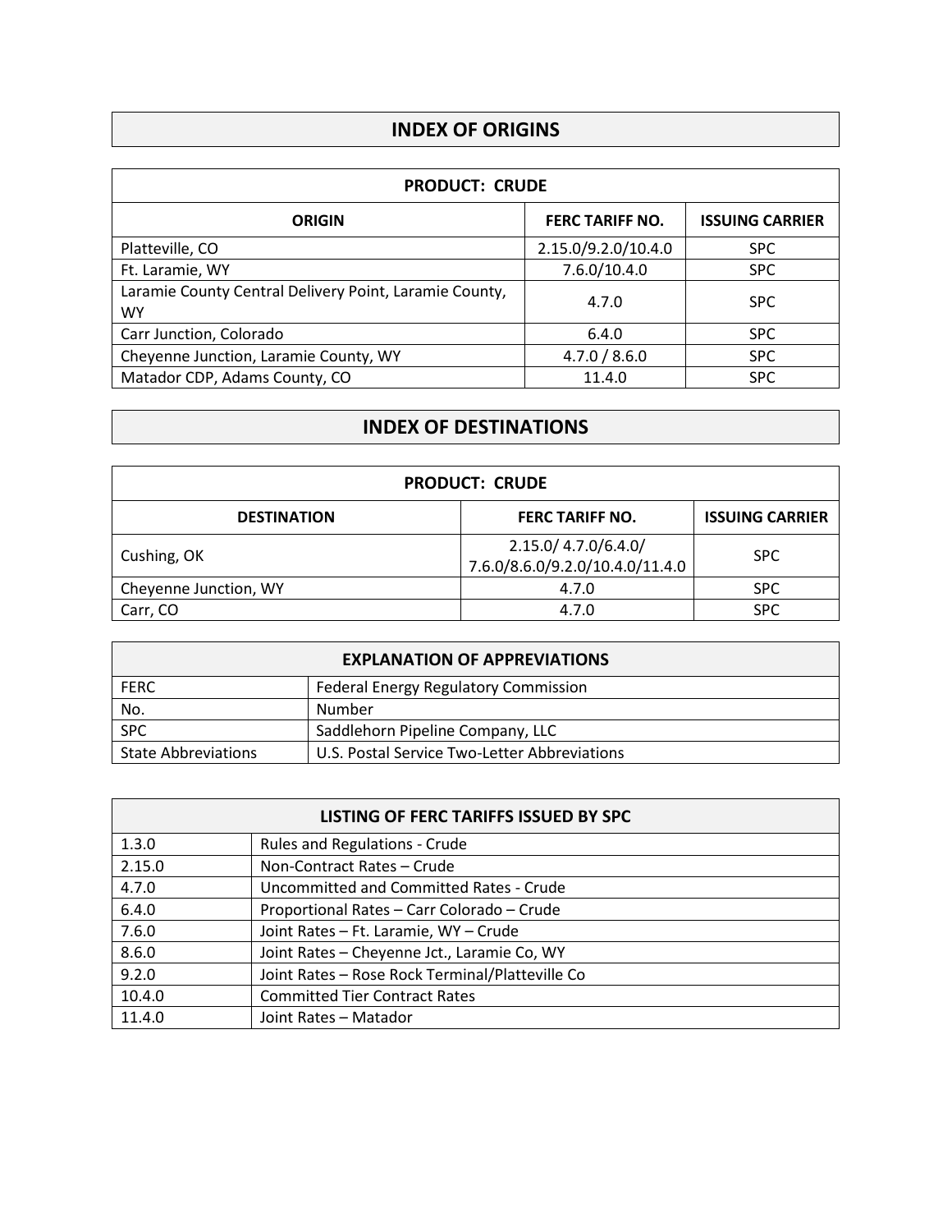## INDEX OF ORIGINS

| PRODUCT: CRUDE | | |
|---|---|---|
| **ORIGIN** | **FERC TARIFF NO.** | **ISSUING CARRIER** |
| Platteville, CO | 2.15.0/9.2.0/10.4.0 | SPC |
| Ft. Laramie, WY | 7.6.0/10.4.0 | SPC |
| Laramie County Central Delivery Point, Laramie County, WY | 4.7.0 | SPC |
| Carr Junction, Colorado | 6.4.0 | SPC |
| Cheyenne Junction, Laramie County, WY | 4.7.0 / 8.6.0 | SPC |
| Matador CDP, Adams County, CO | 11.4.0 | SPC |

## INDEX OF DESTINATIONS

| PRODUCT: CRUDE | | |
|---|---|---|
| **DESTINATION** | **FERC TARIFF NO.** | **ISSUING CARRIER** |
| Cushing, OK | 2.15.0/ 4.7.0/6.4.0/ 7.6.0/8.6.0/9.2.0/10.4.0/11.4.0 | SPC |
| Cheyenne Junction, WY | 4.7.0 | SPC |
| Carr, CO | 4.7.0 | SPC |

| EXPLANATION OF APPREVIATIONS | |
|---|---|
| FERC | Federal Energy Regulatory Commission |
| No. | Number |
| SPC | Saddlehorn Pipeline Company, LLC |
| State Abbreviations | U.S. Postal Service Two-Letter Abbreviations |

| LISTING OF FERC TARIFFS ISSUED BY SPC | |
|---|---|
| 1.3.0 | Rules and Regulations - Crude |
| 2.15.0 | Non-Contract Rates – Crude |
| 4.7.0 | Uncommitted and Committed Rates - Crude |
| 6.4.0 | Proportional Rates – Carr Colorado – Crude |
| 7.6.0 | Joint Rates – Ft. Laramie, WY – Crude |
| 8.6.0 | Joint Rates – Cheyenne Jct., Laramie Co, WY |
| 9.2.0 | Joint Rates – Rose Rock Terminal/Platteville Co |
| 10.4.0 | Committed Tier Contract Rates |
| 11.4.0 | Joint Rates – Matador |